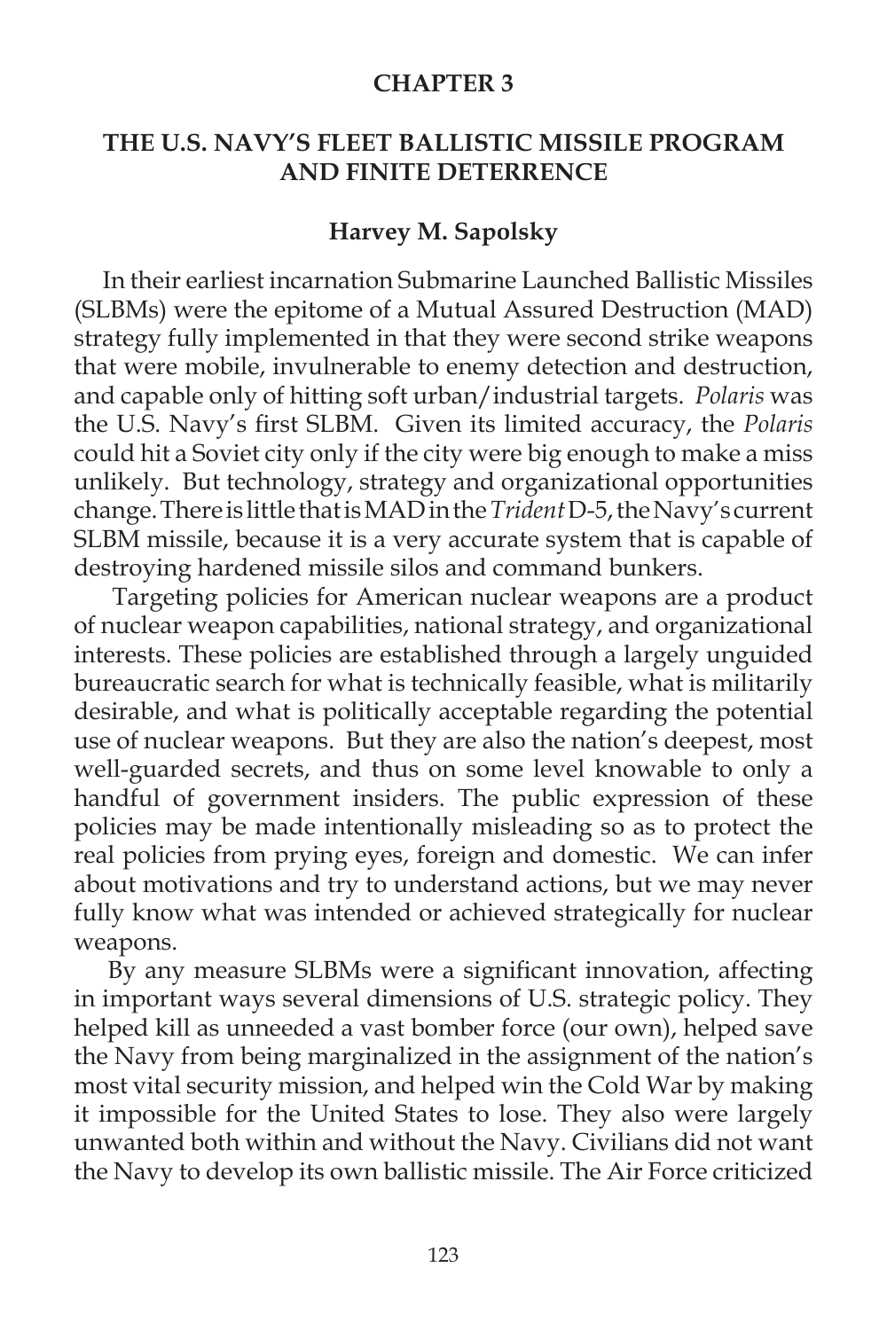# CHAPTER 3

## THE U.S. NAVY'S FLEET BALLISTIC MISSILE PROGRAM AND FINITE DETERRENCE

### Harvey M. Sapolsky

In their earliest incarnation Submarine Launched Ballistic Missiles (SLBMs) were the epitome of a Mutual Assured Destruction (MAD) strategy fully implemented in that they were second strike weapons that were mobile, invulnerable to enemy detection and destruction, and capable only of hitting soft urban/industrial targets. *Polaris* was the U.S. Navy's first SLBM. Given its limited accuracy, the *Polaris* could hit a Soviet city only if the city were big enough to make a miss unlikely. But technology, strategy and organizational opportunities change. There is little that is MAD in the *Trident* D-5, the Navy's current SLBM missile, because it is a very accurate system that is capable of destroying hardened missile silos and command bunkers.

Targeting policies for American nuclear weapons are a product of nuclear weapon capabilities, national strategy, and organizational interests. These policies are established through a largely unguided bureaucratic search for what is technically feasible, what is militarily desirable, and what is politically acceptable regarding the potential use of nuclear weapons. But they are also the nation's deepest, most well-guarded secrets, and thus on some level knowable to only a handful of government insiders. The public expression of these policies may be made intentionally misleading so as to protect the real policies from prying eyes, foreign and domestic. We can infer about motivations and try to understand actions, but we may never fully know what was intended or achieved strategically for nuclear weapons.

By any measure SLBMs were a significant innovation, affecting in important ways several dimensions of U.S. strategic policy. They helped kill as unneeded a vast bomber force (our own), helped save the Navy from being marginalized in the assignment of the nation's most vital security mission, and helped win the Cold War by making it impossible for the United States to lose. They also were largely unwanted both within and without the Navy. Civilians did not want the Navy to develop its own ballistic missile. The Air Force criticized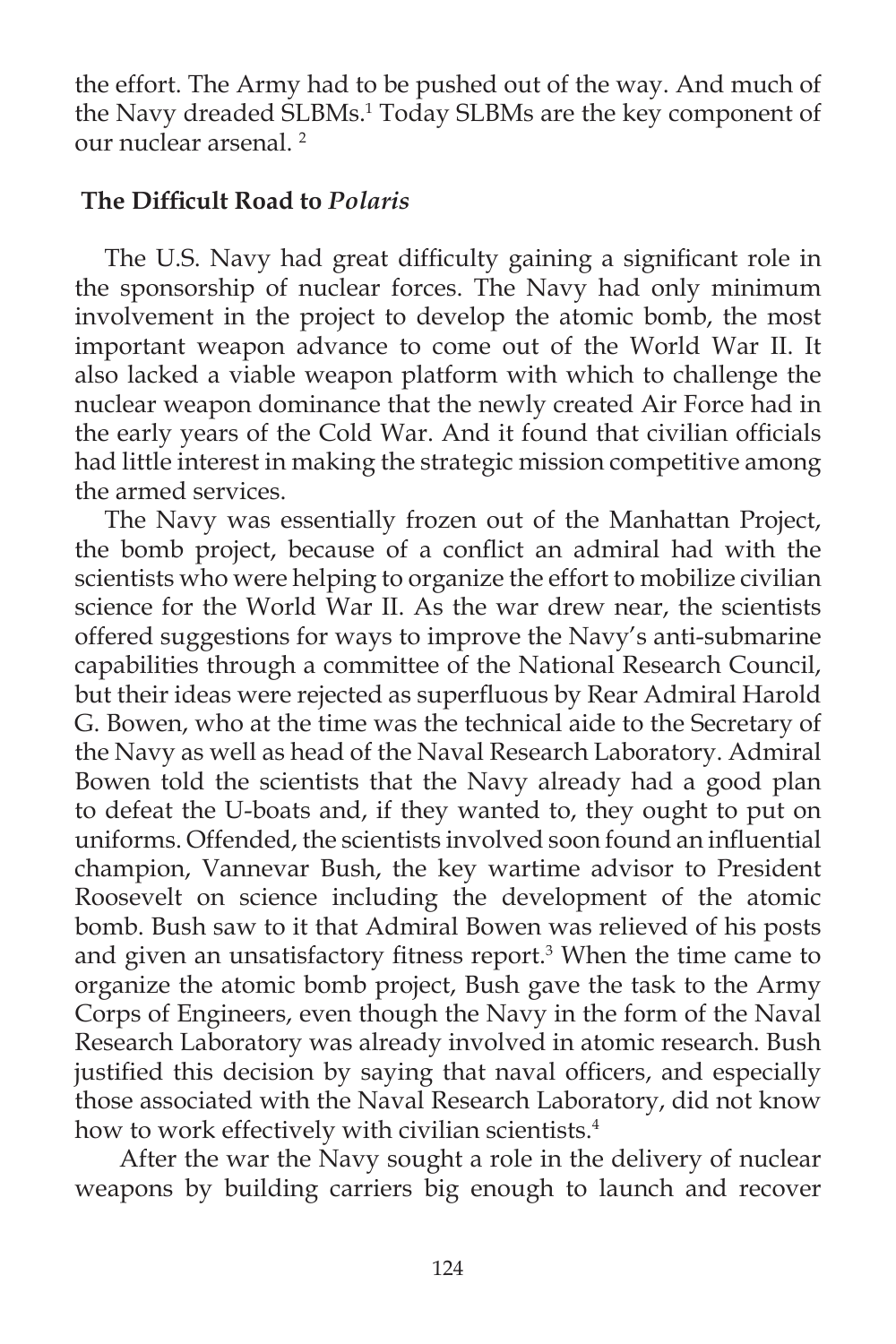the effort. The Army had to be pushed out of the way. And much of the Navy dreaded SLBMs.[1] Today SLBMs are the key component of our nuclear arsenal. [2]

## The Difficult Road to *Polaris*

The U.S. Navy had great difficulty gaining a significant role in the sponsorship of nuclear forces. The Navy had only minimum involvement in the project to develop the atomic bomb, the most important weapon advance to come out of the World War II. It also lacked a viable weapon platform with which to challenge the nuclear weapon dominance that the newly created Air Force had in the early years of the Cold War. And it found that civilian officials had little interest in making the strategic mission competitive among the armed services.

The Navy was essentially frozen out of the Manhattan Project, the bomb project, because of a conflict an admiral had with the scientists who were helping to organize the effort to mobilize civilian science for the World War II. As the war drew near, the scientists offered suggestions for ways to improve the Navy's anti-submarine capabilities through a committee of the National Research Council, but their ideas were rejected as superfluous by Rear Admiral Harold G. Bowen, who at the time was the technical aide to the Secretary of the Navy as well as head of the Naval Research Laboratory. Admiral Bowen told the scientists that the Navy already had a good plan to defeat the U-boats and, if they wanted to, they ought to put on uniforms. Offended, the scientists involved soon found an influential champion, Vannevar Bush, the key wartime advisor to President Roosevelt on science including the development of the atomic bomb. Bush saw to it that Admiral Bowen was relieved of his posts and given an unsatisfactory fitness report.[3] When the time came to organize the atomic bomb project, Bush gave the task to the Army Corps of Engineers, even though the Navy in the form of the Naval Research Laboratory was already involved in atomic research. Bush justified this decision by saying that naval officers, and especially those associated with the Naval Research Laboratory, did not know how to work effectively with civilian scientists.[4]

After the war the Navy sought a role in the delivery of nuclear weapons by building carriers big enough to launch and recover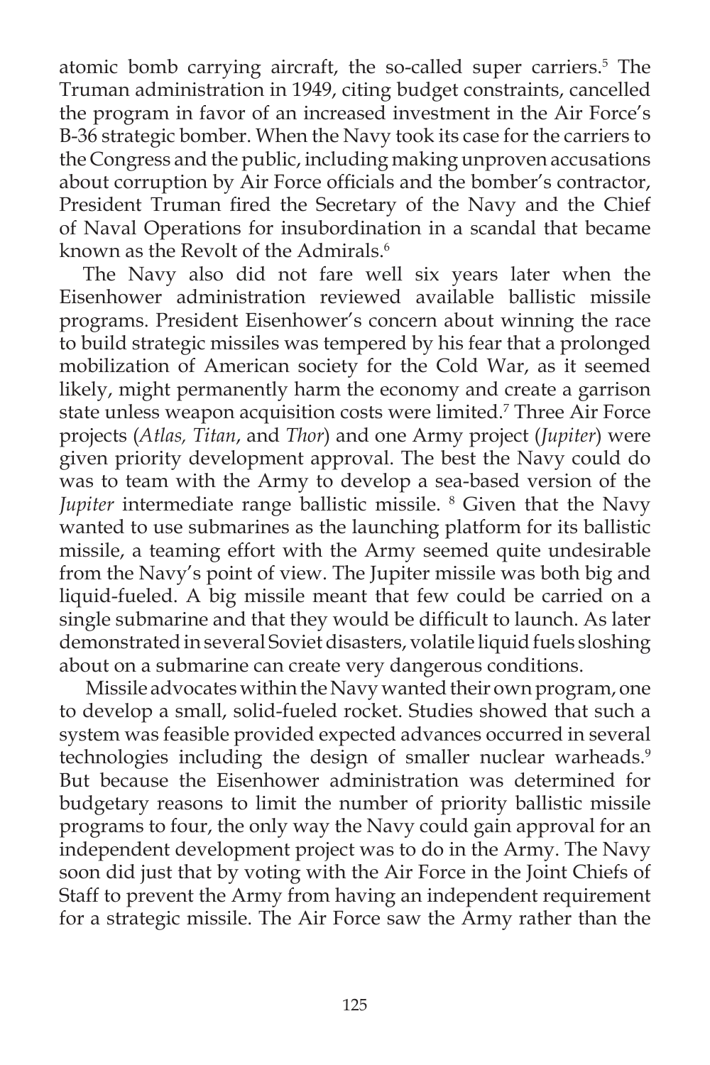atomic bomb carrying aircraft, the so-called super carriers.[5] The Truman administration in 1949, citing budget constraints, cancelled the program in favor of an increased investment in the Air Force's B-36 strategic bomber. When the Navy took its case for the carriers to the Congress and the public, including making unproven accusations about corruption by Air Force officials and the bomber's contractor, President Truman fired the Secretary of the Navy and the Chief of Naval Operations for insubordination in a scandal that became known as the Revolt of the Admirals.[6]

The Navy also did not fare well six years later when the Eisenhower administration reviewed available ballistic missile programs. President Eisenhower's concern about winning the race to build strategic missiles was tempered by his fear that a prolonged mobilization of American society for the Cold War, as it seemed likely, might permanently harm the economy and create a garrison state unless weapon acquisition costs were limited.[7] Three Air Force projects (*Atlas, Titan*, and *Thor*) and one Army project (*Jupiter*) were given priority development approval. The best the Navy could do was to team with the Army to develop a sea-based version of the *Jupiter* intermediate range ballistic missile. [8] Given that the Navy wanted to use submarines as the launching platform for its ballistic missile, a teaming effort with the Army seemed quite undesirable from the Navy's point of view. The Jupiter missile was both big and liquid-fueled. A big missile meant that few could be carried on a single submarine and that they would be difficult to launch. As later demonstrated in several Soviet disasters, volatile liquid fuels sloshing about on a submarine can create very dangerous conditions.

Missile advocates within the Navy wanted their own program, one to develop a small, solid-fueled rocket. Studies showed that such a system was feasible provided expected advances occurred in several technologies including the design of smaller nuclear warheads.[9] But because the Eisenhower administration was determined for budgetary reasons to limit the number of priority ballistic missile programs to four, the only way the Navy could gain approval for an independent development project was to do in the Army. The Navy soon did just that by voting with the Air Force in the Joint Chiefs of Staff to prevent the Army from having an independent requirement for a strategic missile. The Air Force saw the Army rather than the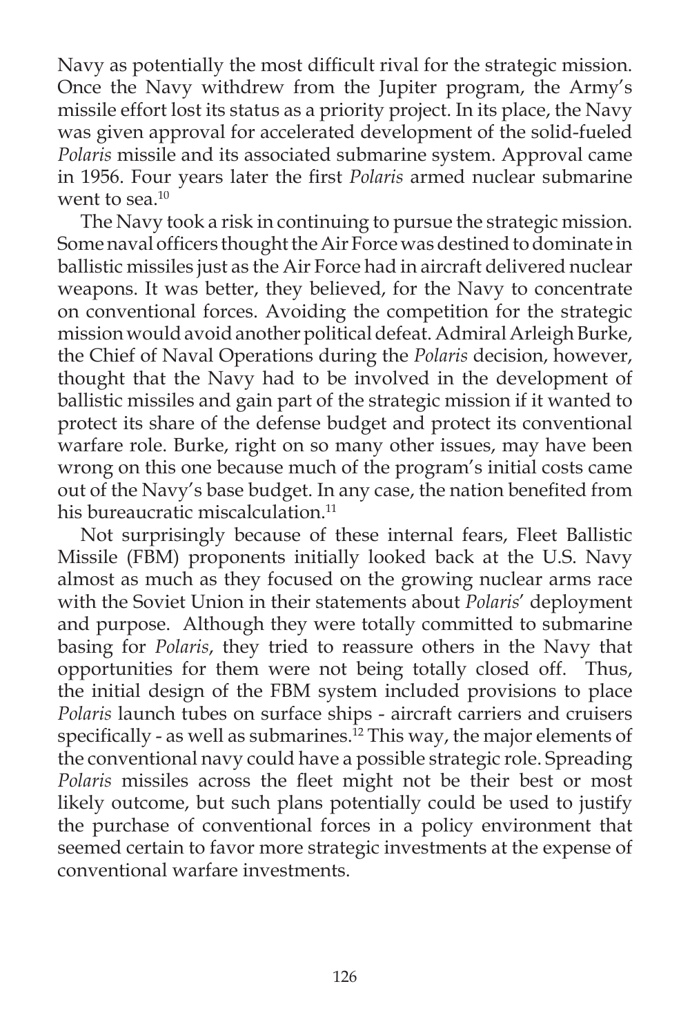Navy as potentially the most difficult rival for the strategic mission. Once the Navy withdrew from the Jupiter program, the Army's missile effort lost its status as a priority project. In its place, the Navy was given approval for accelerated development of the solid-fueled *Polaris* missile and its associated submarine system. Approval came in 1956. Four years later the first *Polaris* armed nuclear submarine went to sea.[10]

The Navy took a risk in continuing to pursue the strategic mission. Some naval officers thought the Air Force was destined to dominate in ballistic missiles just as the Air Force had in aircraft delivered nuclear weapons. It was better, they believed, for the Navy to concentrate on conventional forces. Avoiding the competition for the strategic mission would avoid another political defeat. Admiral Arleigh Burke, the Chief of Naval Operations during the *Polaris* decision, however, thought that the Navy had to be involved in the development of ballistic missiles and gain part of the strategic mission if it wanted to protect its share of the defense budget and protect its conventional warfare role. Burke, right on so many other issues, may have been wrong on this one because much of the program's initial costs came out of the Navy's base budget. In any case, the nation benefited from his bureaucratic miscalculation.[11]

Not surprisingly because of these internal fears, Fleet Ballistic Missile (FBM) proponents initially looked back at the U.S. Navy almost as much as they focused on the growing nuclear arms race with the Soviet Union in their statements about *Polaris*' deployment and purpose. Although they were totally committed to submarine basing for *Polaris*, they tried to reassure others in the Navy that opportunities for them were not being totally closed off. Thus, the initial design of the FBM system included provisions to place *Polaris* launch tubes on surface ships - aircraft carriers and cruisers specifically - as well as submarines.[12] This way, the major elements of the conventional navy could have a possible strategic role. Spreading *Polaris* missiles across the fleet might not be their best or most likely outcome, but such plans potentially could be used to justify the purchase of conventional forces in a policy environment that seemed certain to favor more strategic investments at the expense of conventional warfare investments.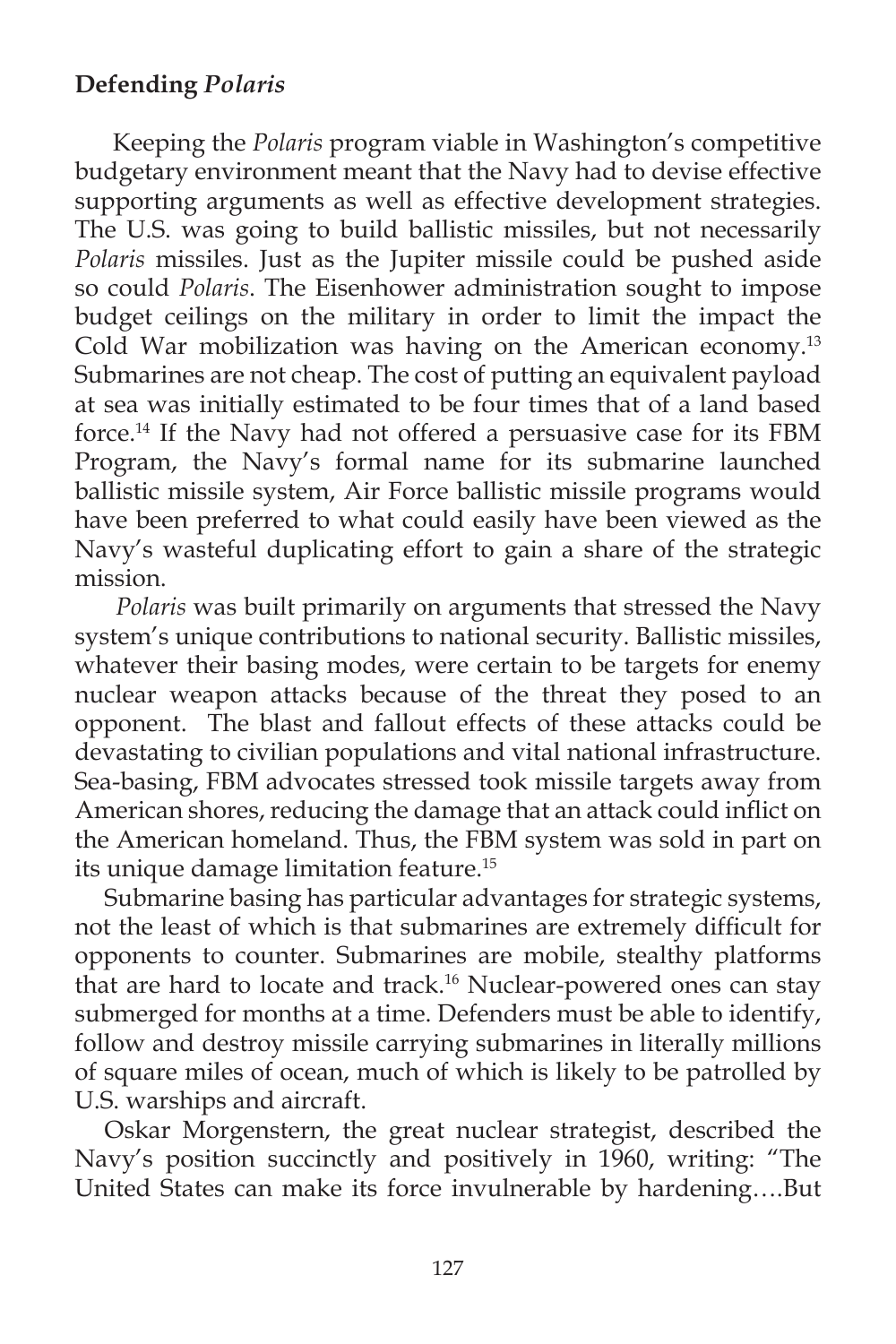### Defending *Polaris*

Keeping the *Polaris* program viable in Washington's competitive budgetary environment meant that the Navy had to devise effective supporting arguments as well as effective development strategies. The U.S. was going to build ballistic missiles, but not necessarily *Polaris* missiles. Just as the Jupiter missile could be pushed aside so could *Polaris*. The Eisenhower administration sought to impose budget ceilings on the military in order to limit the impact the Cold War mobilization was having on the American economy.[13] Submarines are not cheap. The cost of putting an equivalent payload at sea was initially estimated to be four times that of a land based force.[14] If the Navy had not offered a persuasive case for its FBM Program, the Navy's formal name for its submarine launched ballistic missile system, Air Force ballistic missile programs would have been preferred to what could easily have been viewed as the Navy's wasteful duplicating effort to gain a share of the strategic mission.

*Polaris* was built primarily on arguments that stressed the Navy system's unique contributions to national security. Ballistic missiles, whatever their basing modes, were certain to be targets for enemy nuclear weapon attacks because of the threat they posed to an opponent. The blast and fallout effects of these attacks could be devastating to civilian populations and vital national infrastructure. Sea-basing, FBM advocates stressed took missile targets away from American shores, reducing the damage that an attack could inflict on the American homeland. Thus, the FBM system was sold in part on its unique damage limitation feature.[15]

Submarine basing has particular advantages for strategic systems, not the least of which is that submarines are extremely difficult for opponents to counter. Submarines are mobile, stealthy platforms that are hard to locate and track.[16] Nuclear-powered ones can stay submerged for months at a time. Defenders must be able to identify, follow and destroy missile carrying submarines in literally millions of square miles of ocean, much of which is likely to be patrolled by U.S. warships and aircraft.

Oskar Morgenstern, the great nuclear strategist, described the Navy's position succinctly and positively in 1960, writing: "The United States can make its force invulnerable by hardening….But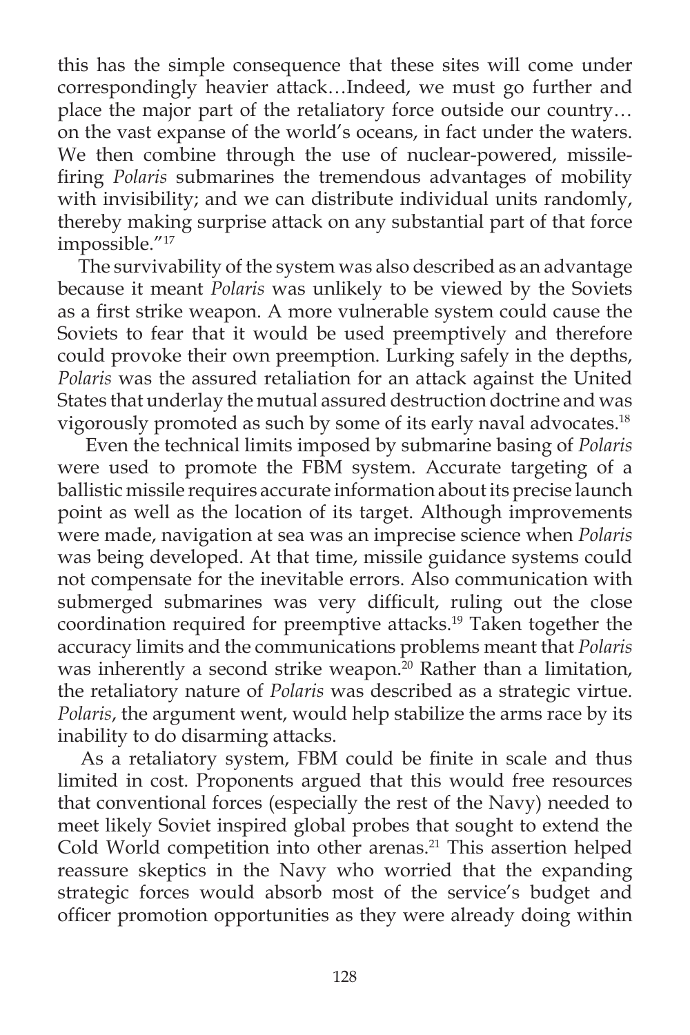this has the simple consequence that these sites will come under correspondingly heavier attack…Indeed, we must go further and place the major part of the retaliatory force outside our country… on the vast expanse of the world's oceans, in fact under the waters. We then combine through the use of nuclear-powered, missile-firing *Polaris* submarines the tremendous advantages of mobility with invisibility; and we can distribute individual units randomly, thereby making surprise attack on any substantial part of that force impossible."[17]

The survivability of the system was also described as an advantage because it meant *Polaris* was unlikely to be viewed by the Soviets as a first strike weapon. A more vulnerable system could cause the Soviets to fear that it would be used preemptively and therefore could provoke their own preemption. Lurking safely in the depths, *Polaris* was the assured retaliation for an attack against the United States that underlay the mutual assured destruction doctrine and was vigorously promoted as such by some of its early naval advocates.[18]

Even the technical limits imposed by submarine basing of *Polaris* were used to promote the FBM system. Accurate targeting of a ballistic missile requires accurate information about its precise launch point as well as the location of its target. Although improvements were made, navigation at sea was an imprecise science when *Polaris* was being developed. At that time, missile guidance systems could not compensate for the inevitable errors. Also communication with submerged submarines was very difficult, ruling out the close coordination required for preemptive attacks.[19] Taken together the accuracy limits and the communications problems meant that *Polaris* was inherently a second strike weapon.[20] Rather than a limitation, the retaliatory nature of *Polaris* was described as a strategic virtue. *Polaris*, the argument went, would help stabilize the arms race by its inability to do disarming attacks.

As a retaliatory system, FBM could be finite in scale and thus limited in cost. Proponents argued that this would free resources that conventional forces (especially the rest of the Navy) needed to meet likely Soviet inspired global probes that sought to extend the Cold World competition into other arenas.[21] This assertion helped reassure skeptics in the Navy who worried that the expanding strategic forces would absorb most of the service's budget and officer promotion opportunities as they were already doing within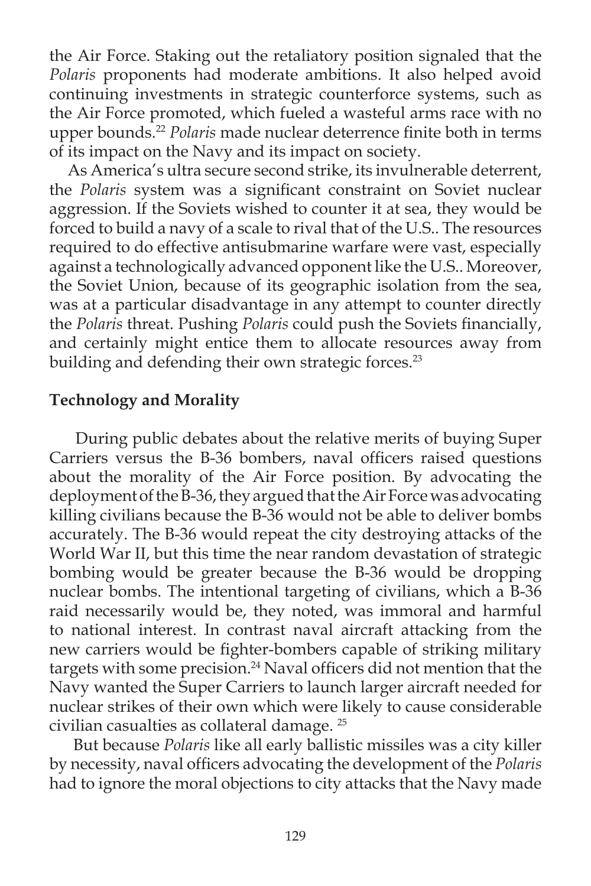the Air Force. Staking out the retaliatory position signaled that the *Polaris* proponents had moderate ambitions. It also helped avoid continuing investments in strategic counterforce systems, such as the Air Force promoted, which fueled a wasteful arms race with no upper bounds.[22] *Polaris* made nuclear deterrence finite both in terms of its impact on the Navy and its impact on society.

As America's ultra secure second strike, its invulnerable deterrent, the *Polaris* system was a significant constraint on Soviet nuclear aggression. If the Soviets wished to counter it at sea, they would be forced to build a navy of a scale to rival that of the U.S.. The resources required to do effective antisubmarine warfare were vast, especially against a technologically advanced opponent like the U.S.. Moreover, the Soviet Union, because of its geographic isolation from the sea, was at a particular disadvantage in any attempt to counter directly the *Polaris* threat. Pushing *Polaris* could push the Soviets financially, and certainly might entice them to allocate resources away from building and defending their own strategic forces.[23]

**Technology and Morality**

During public debates about the relative merits of buying Super Carriers versus the B-36 bombers, naval officers raised questions about the morality of the Air Force position. By advocating the deployment of the B-36, they argued that the Air Force was advocating killing civilians because the B-36 would not be able to deliver bombs accurately. The B-36 would repeat the city destroying attacks of the World War II, but this time the near random devastation of strategic bombing would be greater because the B-36 would be dropping nuclear bombs. The intentional targeting of civilians, which a B-36 raid necessarily would be, they noted, was immoral and harmful to national interest. In contrast naval aircraft attacking from the new carriers would be fighter-bombers capable of striking military targets with some precision.[24] Naval officers did not mention that the Navy wanted the Super Carriers to launch larger aircraft needed for nuclear strikes of their own which were likely to cause considerable civilian casualties as collateral damage. [25]

But because *Polaris* like all early ballistic missiles was a city killer by necessity, naval officers advocating the development of the *Polaris* had to ignore the moral objections to city attacks that the Navy made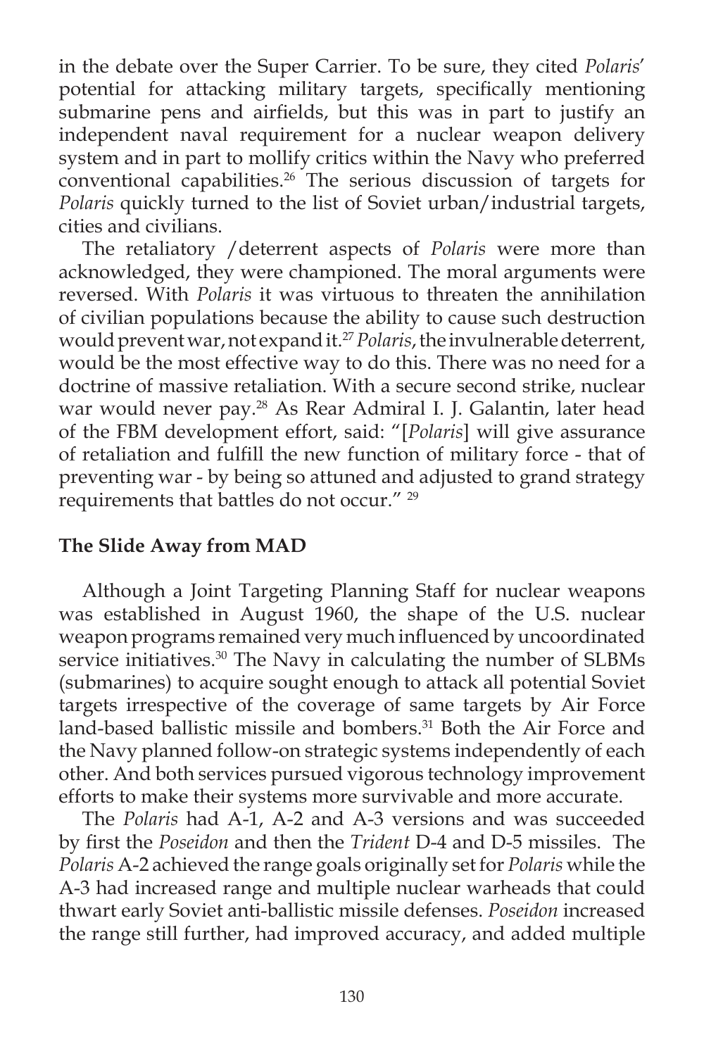in the debate over the Super Carrier. To be sure, they cited *Polaris*' potential for attacking military targets, specifically mentioning submarine pens and airfields, but this was in part to justify an independent naval requirement for a nuclear weapon delivery system and in part to mollify critics within the Navy who preferred conventional capabilities.[26] The serious discussion of targets for *Polaris* quickly turned to the list of Soviet urban/industrial targets, cities and civilians.

The retaliatory /deterrent aspects of *Polaris* were more than acknowledged, they were championed. The moral arguments were reversed. With *Polaris* it was virtuous to threaten the annihilation of civilian populations because the ability to cause such destruction would prevent war, not expand it.[27] *Polaris*, the invulnerable deterrent, would be the most effective way to do this. There was no need for a doctrine of massive retaliation. With a secure second strike, nuclear war would never pay.[28] As Rear Admiral I. J. Galantin, later head of the FBM development effort, said: "[*Polaris*] will give assurance of retaliation and fulfill the new function of military force - that of preventing war - by being so attuned and adjusted to grand strategy requirements that battles do not occur." [29]

**The Slide Away from MAD**

Although a Joint Targeting Planning Staff for nuclear weapons was established in August 1960, the shape of the U.S. nuclear weapon programs remained very much influenced by uncoordinated service initiatives.[30] The Navy in calculating the number of SLBMs (submarines) to acquire sought enough to attack all potential Soviet targets irrespective of the coverage of same targets by Air Force land-based ballistic missile and bombers.[31] Both the Air Force and the Navy planned follow-on strategic systems independently of each other. And both services pursued vigorous technology improvement efforts to make their systems more survivable and more accurate.

The *Polaris* had A-1, A-2 and A-3 versions and was succeeded by first the *Poseidon* and then the *Trident* D-4 and D-5 missiles. The *Polaris* A-2 achieved the range goals originally set for *Polaris* while the A-3 had increased range and multiple nuclear warheads that could thwart early Soviet anti-ballistic missile defenses. *Poseidon* increased the range still further, had improved accuracy, and added multiple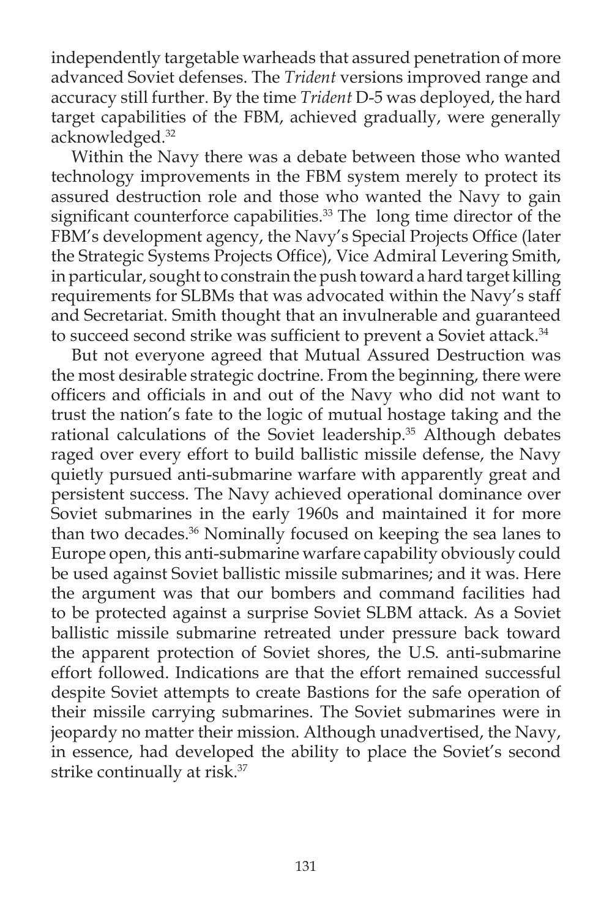independently targetable warheads that assured penetration of more advanced Soviet defenses. The *Trident* versions improved range and accuracy still further. By the time *Trident* D-5 was deployed, the hard target capabilities of the FBM, achieved gradually, were generally acknowledged.[32]

Within the Navy there was a debate between those who wanted technology improvements in the FBM system merely to protect its assured destruction role and those who wanted the Navy to gain significant counterforce capabilities.[33] The long time director of the FBM's development agency, the Navy's Special Projects Office (later the Strategic Systems Projects Office), Vice Admiral Levering Smith, in particular, sought to constrain the push toward a hard target killing requirements for SLBMs that was advocated within the Navy's staff and Secretariat. Smith thought that an invulnerable and guaranteed to succeed second strike was sufficient to prevent a Soviet attack.[34]

But not everyone agreed that Mutual Assured Destruction was the most desirable strategic doctrine. From the beginning, there were officers and officials in and out of the Navy who did not want to trust the nation's fate to the logic of mutual hostage taking and the rational calculations of the Soviet leadership.[35] Although debates raged over every effort to build ballistic missile defense, the Navy quietly pursued anti-submarine warfare with apparently great and persistent success. The Navy achieved operational dominance over Soviet submarines in the early 1960s and maintained it for more than two decades.[36] Nominally focused on keeping the sea lanes to Europe open, this anti-submarine warfare capability obviously could be used against Soviet ballistic missile submarines; and it was. Here the argument was that our bombers and command facilities had to be protected against a surprise Soviet SLBM attack. As a Soviet ballistic missile submarine retreated under pressure back toward the apparent protection of Soviet shores, the U.S. anti-submarine effort followed. Indications are that the effort remained successful despite Soviet attempts to create Bastions for the safe operation of their missile carrying submarines. The Soviet submarines were in jeopardy no matter their mission. Although unadvertised, the Navy, in essence, had developed the ability to place the Soviet's second strike continually at risk.[37]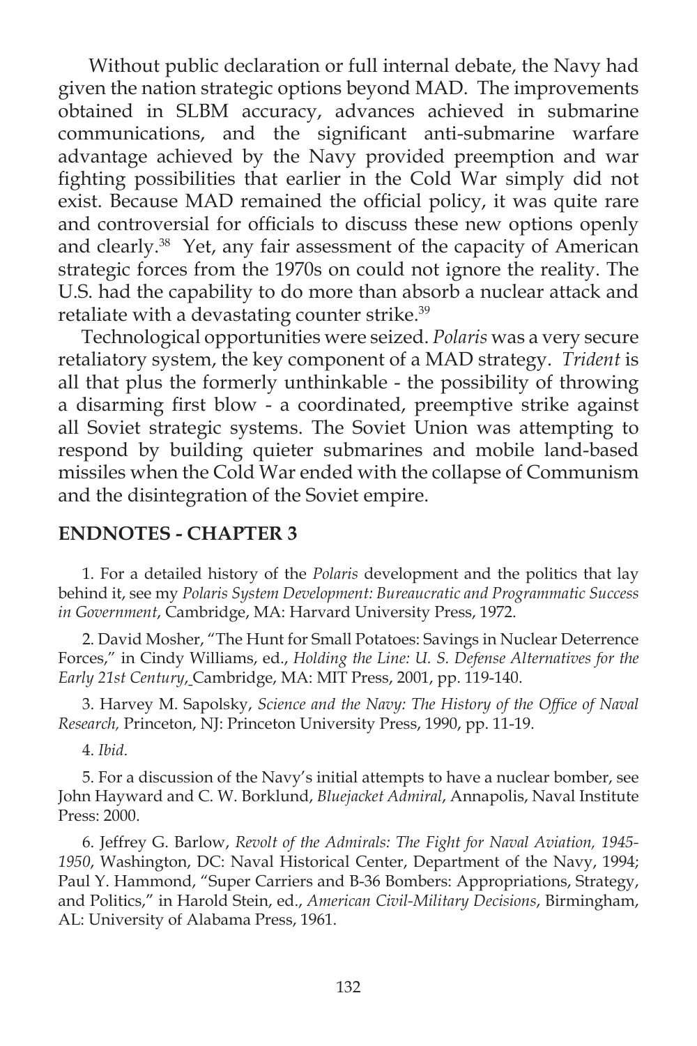Without public declaration or full internal debate, the Navy had given the nation strategic options beyond MAD. The improvements obtained in SLBM accuracy, advances achieved in submarine communications, and the significant anti-submarine warfare advantage achieved by the Navy provided preemption and war fighting possibilities that earlier in the Cold War simply did not exist. Because MAD remained the official policy, it was quite rare and controversial for officials to discuss these new options openly and clearly.[38] Yet, any fair assessment of the capacity of American strategic forces from the 1970s on could not ignore the reality. The U.S. had the capability to do more than absorb a nuclear attack and retaliate with a devastating counter strike.[39]

Technological opportunities were seized. *Polaris* was a very secure retaliatory system, the key component of a MAD strategy. *Trident* is all that plus the formerly unthinkable - the possibility of throwing a disarming first blow - a coordinated, preemptive strike against all Soviet strategic systems. The Soviet Union was attempting to respond by building quieter submarines and mobile land-based missiles when the Cold War ended with the collapse of Communism and the disintegration of the Soviet empire.

## ENDNOTES - CHAPTER 3

1. For a detailed history of the *Polaris* development and the politics that lay behind it, see my *Polaris System Development: Bureaucratic and Programmatic Success in Government*, Cambridge, MA: Harvard University Press, 1972.

2. David Mosher, "The Hunt for Small Potatoes: Savings in Nuclear Deterrence Forces," in Cindy Williams, ed., *Holding the Line: U. S. Defense Alternatives for the Early 21st Century*, Cambridge, MA: MIT Press, 2001, pp. 119-140.

3. Harvey M. Sapolsky, *Science and the Navy: The History of the Office of Naval Research,* Princeton, NJ: Princeton University Press, 1990, pp. 11-19.

4. *Ibid*.

5. For a discussion of the Navy's initial attempts to have a nuclear bomber, see John Hayward and C. W. Borklund, *Bluejacket Admiral*, Annapolis, Naval Institute Press: 2000.

6. Jeffrey G. Barlow, *Revolt of the Admirals: The Fight for Naval Aviation, 1945-1950*, Washington, DC: Naval Historical Center, Department of the Navy, 1994; Paul Y. Hammond, "Super Carriers and B-36 Bombers: Appropriations, Strategy, and Politics," in Harold Stein, ed., *American Civil-Military Decisions*, Birmingham, AL: University of Alabama Press, 1961.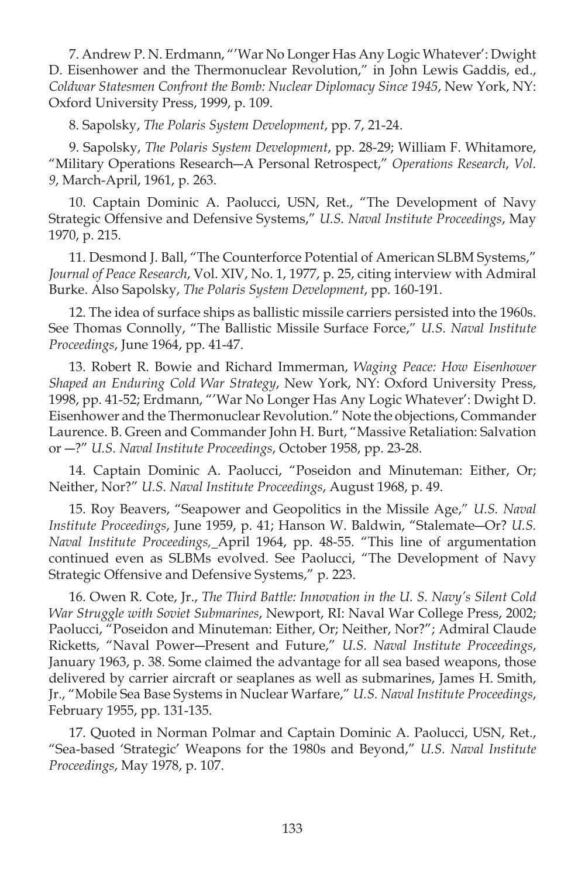7. Andrew P. N. Erdmann, "'War No Longer Has Any Logic Whatever': Dwight D. Eisenhower and the Thermonuclear Revolution," in John Lewis Gaddis, ed., *Coldwar Statesmen Confront the Bomb: Nuclear Diplomacy Since 1945*, New York, NY: Oxford University Press, 1999, p. 109.

8. Sapolsky, *The Polaris System Development*, pp. 7, 21-24.

9. Sapolsky, *The Polaris System Development*, pp. 28-29; William F. Whitamore, "Military Operations Research—A Personal Retrospect," *Operations Research*, *Vol. 9*, March-April, 1961, p. 263.

10. Captain Dominic A. Paolucci, USN, Ret., "The Development of Navy Strategic Offensive and Defensive Systems," *U.S. Naval Institute Proceedings*, May 1970, p. 215.

11. Desmond J. Ball, "The Counterforce Potential of American SLBM Systems," *Journal of Peace Research*, Vol. XIV, No. 1, 1977, p. 25, citing interview with Admiral Burke. Also Sapolsky, *The Polaris System Development*, pp. 160-191.

12. The idea of surface ships as ballistic missile carriers persisted into the 1960s. See Thomas Connolly, "The Ballistic Missile Surface Force," *U.S. Naval Institute Proceedings*, June 1964, pp. 41-47.

13. Robert R. Bowie and Richard Immerman, *Waging Peace: How Eisenhower Shaped an Enduring Cold War Strategy*, New York, NY: Oxford University Press, 1998, pp. 41-52; Erdmann, "'War No Longer Has Any Logic Whatever': Dwight D. Eisenhower and the Thermonuclear Revolution." Note the objections, Commander Laurence. B. Green and Commander John H. Burt, "Massive Retaliation: Salvation or —?" *U.S. Naval Institute Proceedings*, October 1958, pp. 23-28.

14. Captain Dominic A. Paolucci, "Poseidon and Minuteman: Either, Or; Neither, Nor?" *U.S. Naval Institute Proceedings*, August 1968, p. 49.

15. Roy Beavers, "Seapower and Geopolitics in the Missile Age," *U.S. Naval Institute Proceedings*, June 1959, p. 41; Hanson W. Baldwin, "Stalemate—Or? *U.S. Naval Institute Proceedings,* April 1964, pp. 48-55. "This line of argumentation continued even as SLBMs evolved. See Paolucci, "The Development of Navy Strategic Offensive and Defensive Systems," p. 223.

16. Owen R. Cote, Jr., *The Third Battle: Innovation in the U. S. Navy's Silent Cold War Struggle with Soviet Submarines*, Newport, RI: Naval War College Press, 2002; Paolucci, "Poseidon and Minuteman: Either, Or; Neither, Nor?"; Admiral Claude Ricketts, "Naval Power—Present and Future," *U.S. Naval Institute Proceedings*, January 1963, p. 38. Some claimed the advantage for all sea based weapons, those delivered by carrier aircraft or seaplanes as well as submarines, James H. Smith, Jr., "Mobile Sea Base Systems in Nuclear Warfare," *U.S. Naval Institute Proceedings*, February 1955, pp. 131-135.

17. Quoted in Norman Polmar and Captain Dominic A. Paolucci, USN, Ret., "Sea-based 'Strategic' Weapons for the 1980s and Beyond," *U.S. Naval Institute Proceedings*, May 1978, p. 107.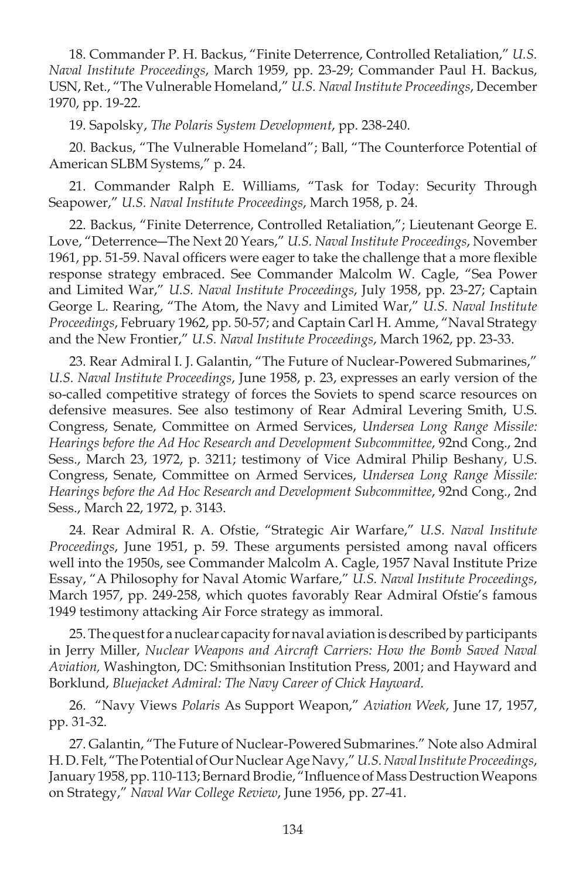18. Commander P. H. Backus, "Finite Deterrence, Controlled Retaliation," *U.S. Naval Institute Proceedings*, March 1959, pp. 23-29; Commander Paul H. Backus, USN, Ret., "The Vulnerable Homeland," *U.S. Naval Institute Proceedings*, December 1970, pp. 19-22.

19. Sapolsky, *The Polaris System Development*, pp. 238-240.

20. Backus, "The Vulnerable Homeland"; Ball, "The Counterforce Potential of American SLBM Systems," p. 24.

21. Commander Ralph E. Williams, "Task for Today: Security Through Seapower," *U.S. Naval Institute Proceedings*, March 1958, p. 24.

22. Backus, "Finite Deterrence, Controlled Retaliation,"; Lieutenant George E. Love, "Deterrence—The Next 20 Years," *U.S. Naval Institute Proceedings*, November 1961, pp. 51-59. Naval officers were eager to take the challenge that a more flexible response strategy embraced. See Commander Malcolm W. Cagle, "Sea Power and Limited War," *U.S. Naval Institute Proceedings*, July 1958, pp. 23-27; Captain George L. Rearing, "The Atom, the Navy and Limited War," *U.S. Naval Institute Proceedings*, February 1962, pp. 50-57; and Captain Carl H. Amme, "Naval Strategy and the New Frontier," *U.S. Naval Institute Proceedings*, March 1962, pp. 23-33.

23. Rear Admiral I. J. Galantin, "The Future of Nuclear-Powered Submarines," *U.S. Naval Institute Proceedings*, June 1958, p. 23, expresses an early version of the so-called competitive strategy of forces the Soviets to spend scarce resources on defensive measures. See also testimony of Rear Admiral Levering Smith, U.S. Congress, Senate, Committee on Armed Services, *Undersea Long Range Missile: Hearings before the Ad Hoc Research and Development Subcommittee*, 92nd Cong., 2nd Sess., March 23, 1972, p. 3211; testimony of Vice Admiral Philip Beshany, U.S. Congress, Senate, Committee on Armed Services, *Undersea Long Range Missile: Hearings before the Ad Hoc Research and Development Subcommittee*, 92nd Cong., 2nd Sess., March 22, 1972, p. 3143.

24. Rear Admiral R. A. Ofstie, "Strategic Air Warfare," *U.S. Naval Institute Proceedings*, June 1951, p. 59. These arguments persisted among naval officers well into the 1950s, see Commander Malcolm A. Cagle, 1957 Naval Institute Prize Essay, "A Philosophy for Naval Atomic Warfare," *U.S. Naval Institute Proceedings*, March 1957, pp. 249-258, which quotes favorably Rear Admiral Ofstie's famous 1949 testimony attacking Air Force strategy as immoral.

25. The quest for a nuclear capacity for naval aviation is described by participants in Jerry Miller, *Nuclear Weapons and Aircraft Carriers: How the Bomb Saved Naval Aviation,* Washington, DC: Smithsonian Institution Press, 2001; and Hayward and Borklund, *Bluejacket Admiral: The Navy Career of Chick Hayward*.

26. "Navy Views *Polaris* As Support Weapon," *Aviation Week*, June 17, 1957, pp. 31-32.

27. Galantin, "The Future of Nuclear-Powered Submarines." Note also Admiral H. D. Felt, "The Potential of Our Nuclear Age Navy," *U.S. Naval Institute Proceedings*, January 1958, pp. 110-113; Bernard Brodie, "Influence of Mass Destruction Weapons on Strategy," *Naval War College Review*, June 1956, pp. 27-41.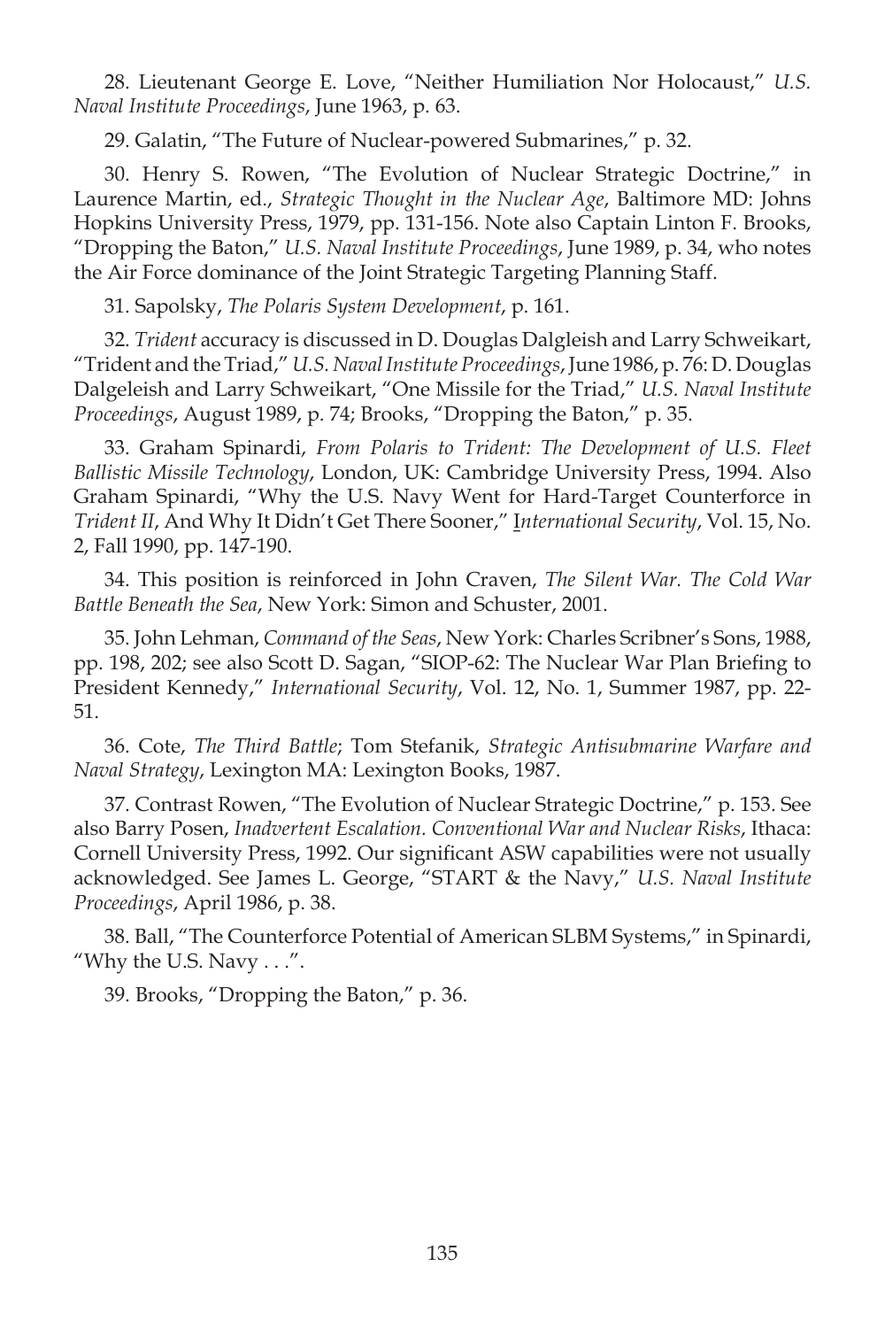28. Lieutenant George E. Love, "Neither Humiliation Nor Holocaust," *U.S. Naval Institute Proceedings*, June 1963, p. 63.

29. Galatin, "The Future of Nuclear-powered Submarines," p. 32.

30. Henry S. Rowen, "The Evolution of Nuclear Strategic Doctrine," in Laurence Martin, ed., *Strategic Thought in the Nuclear Age*, Baltimore MD: Johns Hopkins University Press, 1979, pp. 131-156. Note also Captain Linton F. Brooks, "Dropping the Baton," *U.S. Naval Institute Proceedings*, June 1989, p. 34, who notes the Air Force dominance of the Joint Strategic Targeting Planning Staff.

31. Sapolsky, *The Polaris System Development*, p. 161.

32. *Trident* accuracy is discussed in D. Douglas Dalgleish and Larry Schweikart, "Trident and the Triad," *U.S. Naval Institute Proceedings*, June 1986, p. 76: D. Douglas Dalgeleish and Larry Schweikart, "One Missile for the Triad," *U.S. Naval Institute Proceedings*, August 1989, p. 74; Brooks, "Dropping the Baton," p. 35.

33. Graham Spinardi, *From Polaris to Trident: The Development of U.S. Fleet Ballistic Missile Technology*, London, UK: Cambridge University Press, 1994. Also Graham Spinardi, "Why the U.S. Navy Went for Hard-Target Counterforce in *Trident II*, And Why It Didn't Get There Sooner," *International Security*, Vol. 15, No. 2, Fall 1990, pp. 147-190.

34. This position is reinforced in John Craven, *The Silent War. The Cold War Battle Beneath the Sea*, New York: Simon and Schuster, 2001.

35. John Lehman, *Command of the Seas*, New York: Charles Scribner's Sons, 1988, pp. 198, 202; see also Scott D. Sagan, "SIOP-62: The Nuclear War Plan Briefing to President Kennedy," *International Security*, Vol. 12, No. 1, Summer 1987, pp. 22-51.

36. Cote, *The Third Battle*; Tom Stefanik, *Strategic Antisubmarine Warfare and Naval Strategy*, Lexington MA: Lexington Books, 1987.

37. Contrast Rowen, "The Evolution of Nuclear Strategic Doctrine," p. 153. See also Barry Posen, *Inadvertent Escalation. Conventional War and Nuclear Risks*, Ithaca: Cornell University Press, 1992. Our significant ASW capabilities were not usually acknowledged. See James L. George, "START & the Navy," *U.S. Naval Institute Proceedings*, April 1986, p. 38.

38. Ball, "The Counterforce Potential of American SLBM Systems," in Spinardi, "Why the U.S. Navy . . .".

39. Brooks, "Dropping the Baton," p. 36.